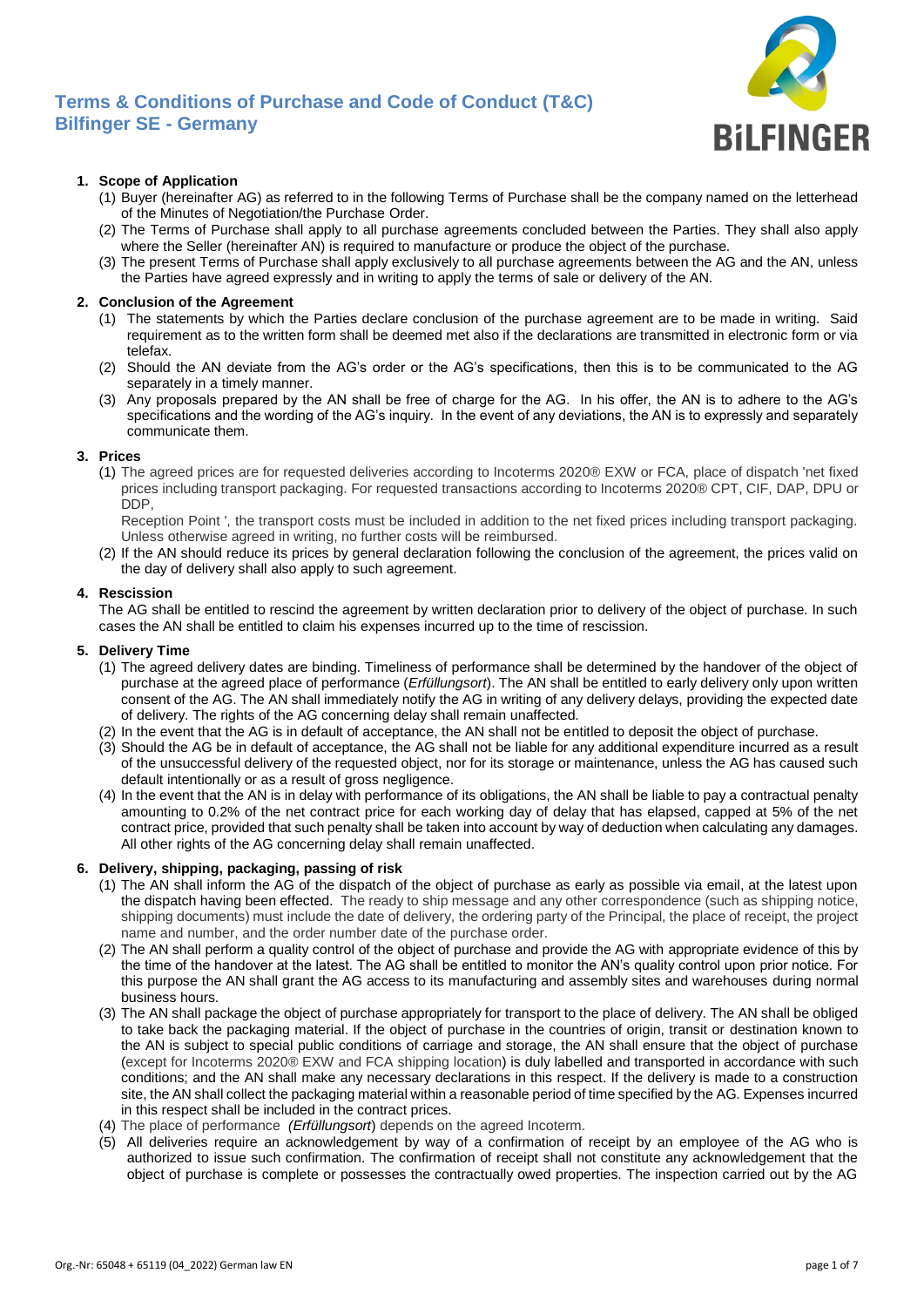# Terms & Conditions of Purchase and Code of Conduct (T&C)
# Bilfinger SE - Germany

**1. Scope of Application**

(1) Buyer (hereinafter AG) as referred to in the following Terms of Purchase shall be the company named on the letterhead of the Minutes of Negotiation/the Purchase Order.

(2) The Terms of Purchase shall apply to all purchase agreements concluded between the Parties. They shall also apply where the Seller (hereinafter AN) is required to manufacture or produce the object of the purchase.

(3) The present Terms of Purchase shall apply exclusively to all purchase agreements between the AG and the AN, unless the Parties have agreed expressly and in writing to apply the terms of sale or delivery of the AN.

**2. Conclusion of the Agreement**

(1) The statements by which the Parties declare conclusion of the purchase agreement are to be made in writing. Said requirement as to the written form shall be deemed met also if the declarations are transmitted in electronic form or via telefax.

(2) Should the AN deviate from the AG's order or the AG's specifications, then this is to be communicated to the AG separately in a timely manner.

(3) Any proposals prepared by the AN shall be free of charge for the AG. In his offer, the AN is to adhere to the AG's specifications and the wording of the AG's inquiry. In the event of any deviations, the AN is to expressly and separately communicate them.

**3. Prices**

(1) The agreed prices are for requested deliveries according to Incoterms 2020® EXW or FCA, place of dispatch 'net fixed prices including transport packaging. For requested transactions according to Incoterms 2020® CPT, CIF, DAP, DPU or DDP,
Reception Point ', the transport costs must be included in addition to the net fixed prices including transport packaging. Unless otherwise agreed in writing, no further costs will be reimbursed.

(2) If the AN should reduce its prices by general declaration following the conclusion of the agreement, the prices valid on the day of delivery shall also apply to such agreement.

**4. Rescission**

The AG shall be entitled to rescind the agreement by written declaration prior to delivery of the object of purchase. In such cases the AN shall be entitled to claim his expenses incurred up to the time of rescission.

**5. Delivery Time**

(1) The agreed delivery dates are binding. Timeliness of performance shall be determined by the handover of the object of purchase at the agreed place of performance (*Erfüllungsort*). The AN shall be entitled to early delivery only upon written consent of the AG. The AN shall immediately notify the AG in writing of any delivery delays, providing the expected date of delivery. The rights of the AG concerning delay shall remain unaffected.

(2) In the event that the AG is in default of acceptance, the AN shall not be entitled to deposit the object of purchase.

(3) Should the AG be in default of acceptance, the AG shall not be liable for any additional expenditure incurred as a result of the unsuccessful delivery of the requested object, nor for its storage or maintenance, unless the AG has caused such default intentionally or as a result of gross negligence.

(4) In the event that the AN is in delay with performance of its obligations, the AN shall be liable to pay a contractual penalty amounting to 0.2% of the net contract price for each working day of delay that has elapsed, capped at 5% of the net contract price, provided that such penalty shall be taken into account by way of deduction when calculating any damages. All other rights of the AG concerning delay shall remain unaffected.

**6. Delivery, shipping, packaging, passing of risk**

(1) The AN shall inform the AG of the dispatch of the object of purchase as early as possible via email, at the latest upon the dispatch having been effected. The ready to ship message and any other correspondence (such as shipping notice, shipping documents) must include the date of delivery, the ordering party of the Principal, the place of receipt, the project name and number, and the order number date of the purchase order.

(2) The AN shall perform a quality control of the object of purchase and provide the AG with appropriate evidence of this by the time of the handover at the latest. The AG shall be entitled to monitor the AN's quality control upon prior notice. For this purpose the AN shall grant the AG access to its manufacturing and assembly sites and warehouses during normal business hours.

(3) The AN shall package the object of purchase appropriately for transport to the place of delivery. The AN shall be obliged to take back the packaging material. If the object of purchase in the countries of origin, transit or destination known to the AN is subject to special public conditions of carriage and storage, the AN shall ensure that the object of purchase (except for Incoterms 2020® EXW and FCA shipping location) is duly labelled and transported in accordance with such conditions; and the AN shall make any necessary declarations in this respect. If the delivery is made to a construction site, the AN shall collect the packaging material within a reasonable period of time specified by the AG. Expenses incurred in this respect shall be included in the contract prices.

(4) The place of performance *(Erfüllungsort*) depends on the agreed Incoterm.

(5) All deliveries require an acknowledgement by way of a confirmation of receipt by an employee of the AG who is authorized to issue such confirmation. The confirmation of receipt shall not constitute any acknowledgement that the object of purchase is complete or possesses the contractually owed properties. The inspection carried out by the AG

Org.-Nr: 65048 + 65119 (04_2022) German law EN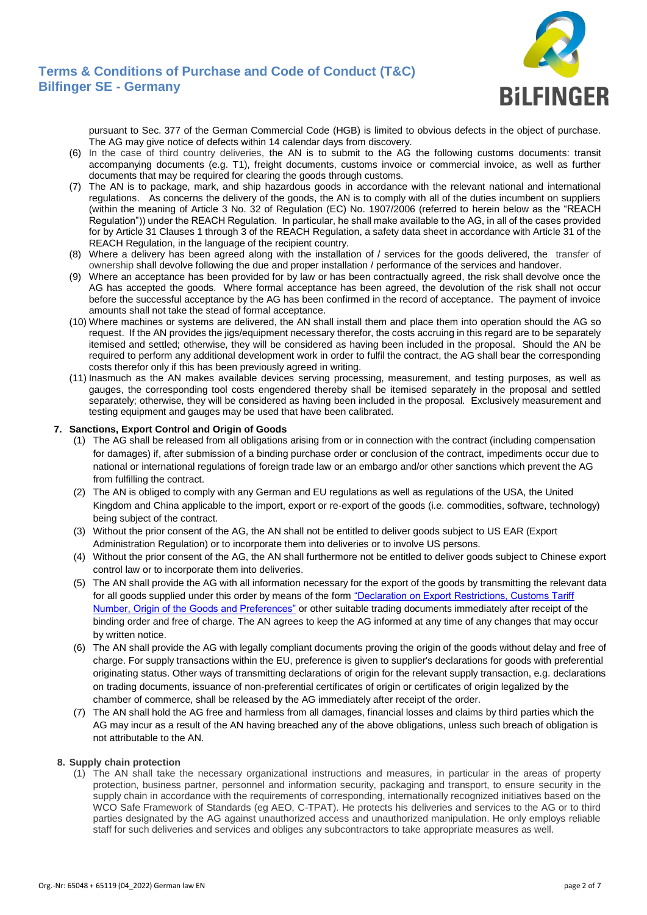pursuant to Sec. 377 of the German Commercial Code (HGB) is limited to obvious defects in the object of purchase. The AG may give notice of defects within 14 calendar days from discovery.

(6) In the case of third country deliveries, the AN is to submit to the AG the following customs documents: transit accompanying documents (e.g. T1), freight documents, customs invoice or commercial invoice, as well as further documents that may be required for clearing the goods through customs.

(7) The AN is to package, mark, and ship hazardous goods in accordance with the relevant national and international regulations. As concerns the delivery of the goods, the AN is to comply with all of the duties incumbent on suppliers (within the meaning of Article 3 No. 32 of Regulation (EC) No. 1907/2006 (referred to herein below as the "REACH Regulation")) under the REACH Regulation. In particular, he shall make available to the AG, in all of the cases provided for by Article 31 Clauses 1 through 3 of the REACH Regulation, a safety data sheet in accordance with Article 31 of the REACH Regulation, in the language of the recipient country.

(8) Where a delivery has been agreed along with the installation of / services for the goods delivered, the transfer of ownership shall devolve following the due and proper installation / performance of the services and handover.

(9) Where an acceptance has been provided for by law or has been contractually agreed, the risk shall devolve once the AG has accepted the goods. Where formal acceptance has been agreed, the devolution of the risk shall not occur before the successful acceptance by the AG has been confirmed in the record of acceptance. The payment of invoice amounts shall not take the stead of formal acceptance.

(10) Where machines or systems are delivered, the AN shall install them and place them into operation should the AG so request. If the AN provides the jigs/equipment necessary therefor, the costs accruing in this regard are to be separately itemised and settled; otherwise, they will be considered as having been included in the proposal. Should the AN be required to perform any additional development work in order to fulfil the contract, the AG shall bear the corresponding costs therefor only if this has been previously agreed in writing.

(11) Inasmuch as the AN makes available devices serving processing, measurement, and testing purposes, as well as gauges, the corresponding tool costs engendered thereby shall be itemised separately in the proposal and settled separately; otherwise, they will be considered as having been included in the proposal. Exclusively measurement and testing equipment and gauges may be used that have been calibrated.

## 7. Sanctions, Export Control and Origin of Goods

(1) The AG shall be released from all obligations arising from or in connection with the contract (including compensation for damages) if, after submission of a binding purchase order or conclusion of the contract, impediments occur due to national or international regulations of foreign trade law or an embargo and/or other sanctions which prevent the AG from fulfilling the contract.

(2) The AN is obliged to comply with any German and EU regulations as well as regulations of the USA, the United Kingdom and China applicable to the import, export or re-export of the goods (i.e. commodities, software, technology) being subject of the contract.

(3) Without the prior consent of the AG, the AN shall not be entitled to deliver goods subject to US EAR (Export Administration Regulation) or to incorporate them into deliveries or to involve US persons.

(4) Without the prior consent of the AG, the AN shall furthermore not be entitled to deliver goods subject to Chinese export control law or to incorporate them into deliveries.

(5) The AN shall provide the AG with all information necessary for the export of the goods by transmitting the relevant data for all goods supplied under this order by means of the form "Declaration on Export Restrictions, Customs Tariff Number, Origin of the Goods and Preferences" or other suitable trading documents immediately after receipt of the binding order and free of charge. The AN agrees to keep the AG informed at any time of any changes that may occur by written notice.

(6) The AN shall provide the AG with legally compliant documents proving the origin of the goods without delay and free of charge. For supply transactions within the EU, preference is given to supplier's declarations for goods with preferential originating status. Other ways of transmitting declarations of origin for the relevant supply transaction, e.g. declarations on trading documents, issuance of non-preferential certificates of origin or certificates of origin legalized by the chamber of commerce, shall be released by the AG immediately after receipt of the order.

(7) The AN shall hold the AG free and harmless from all damages, financial losses and claims by third parties which the AG may incur as a result of the AN having breached any of the above obligations, unless such breach of obligation is not attributable to the AN.

## 8. Supply chain protection

(1) The AN shall take the necessary organizational instructions and measures, in particular in the areas of property protection, business partner, personnel and information security, packaging and transport, to ensure security in the supply chain in accordance with the requirements of corresponding, internationally recognized initiatives based on the WCO Safe Framework of Standards (eg AEO, C-TPAT). He protects his deliveries and services to the AG or to third parties designated by the AG against unauthorized access and unauthorized manipulation. He only employs reliable staff for such deliveries and services and obliges any subcontractors to take appropriate measures as well.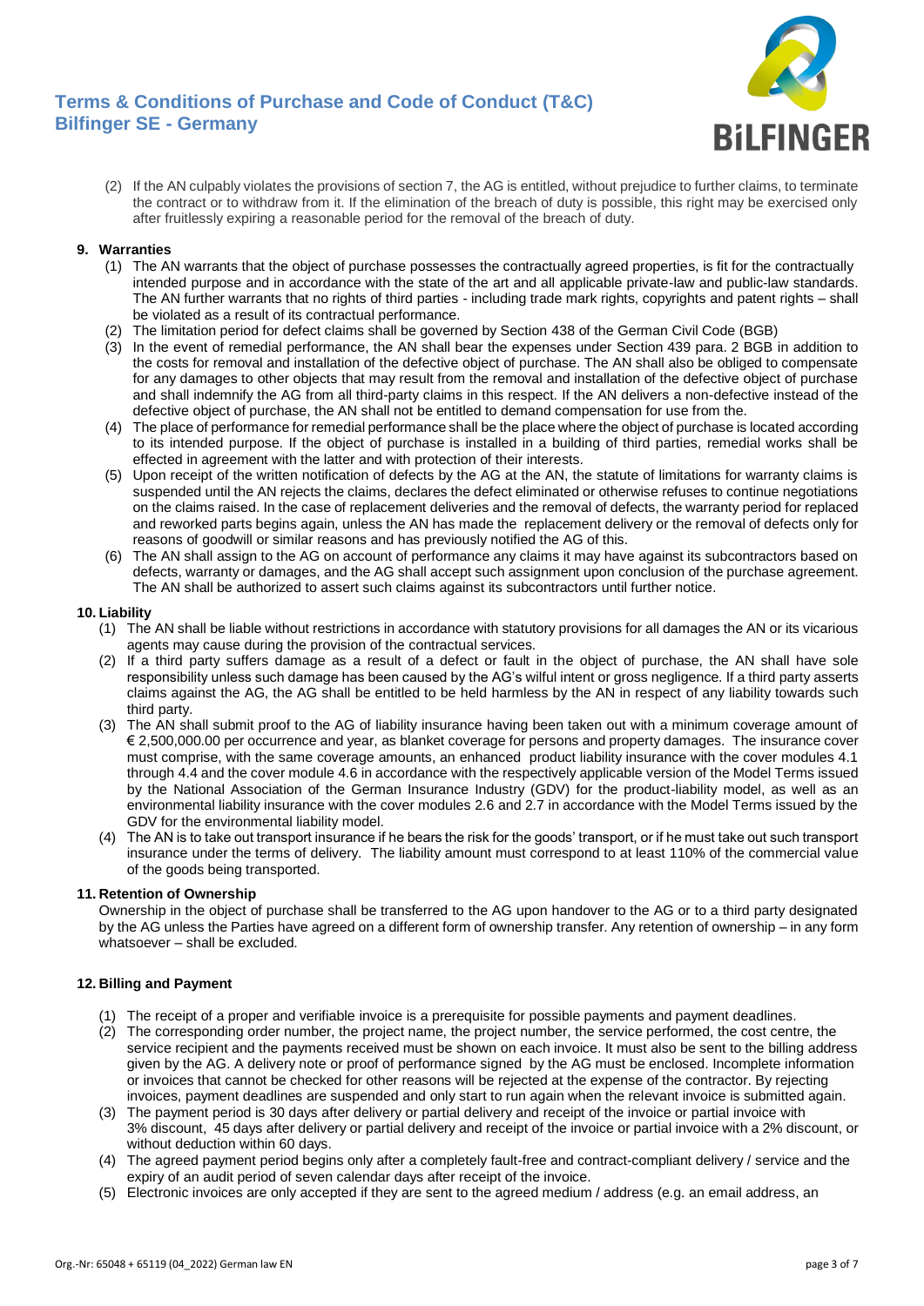(2) If the AN culpably violates the provisions of section 7, the AG is entitled, without prejudice to further claims, to terminate the contract or to withdraw from it. If the elimination of the breach of duty is possible, this right may be exercised only after fruitlessly expiring a reasonable period for the removal of the breach of duty.

## 9. Warranties

(1) The AN warrants that the object of purchase possesses the contractually agreed properties, is fit for the contractually intended purpose and in accordance with the state of the art and all applicable private-law and public-law standards. The AN further warrants that no rights of third parties - including trade mark rights, copyrights and patent rights – shall be violated as a result of its contractual performance.

(2) The limitation period for defect claims shall be governed by Section 438 of the German Civil Code (BGB)

(3) In the event of remedial performance, the AN shall bear the expenses under Section 439 para. 2 BGB in addition to the costs for removal and installation of the defective object of purchase. The AN shall also be obliged to compensate for any damages to other objects that may result from the removal and installation of the defective object of purchase and shall indemnify the AG from all third-party claims in this respect. If the AN delivers a non-defective instead of the defective object of purchase, the AN shall not be entitled to demand compensation for use from the.

(4) The place of performance for remedial performance shall be the place where the object of purchase is located according to its intended purpose. If the object of purchase is installed in a building of third parties, remedial works shall be effected in agreement with the latter and with protection of their interests.

(5) Upon receipt of the written notification of defects by the AG at the AN, the statute of limitations for warranty claims is suspended until the AN rejects the claims, declares the defect eliminated or otherwise refuses to continue negotiations on the claims raised. In the case of replacement deliveries and the removal of defects, the warranty period for replaced and reworked parts begins again, unless the AN has made the replacement delivery or the removal of defects only for reasons of goodwill or similar reasons and has previously notified the AG of this.

(6) The AN shall assign to the AG on account of performance any claims it may have against its subcontractors based on defects, warranty or damages, and the AG shall accept such assignment upon conclusion of the purchase agreement. The AN shall be authorized to assert such claims against its subcontractors until further notice.

## 10. Liability

(1) The AN shall be liable without restrictions in accordance with statutory provisions for all damages the AN or its vicarious agents may cause during the provision of the contractual services.

(2) If a third party suffers damage as a result of a defect or fault in the object of purchase, the AN shall have sole responsibility unless such damage has been caused by the AG's wilful intent or gross negligence. If a third party asserts claims against the AG, the AG shall be entitled to be held harmless by the AN in respect of any liability towards such third party.

(3) The AN shall submit proof to the AG of liability insurance having been taken out with a minimum coverage amount of € 2,500,000.00 per occurrence and year, as blanket coverage for persons and property damages. The insurance cover must comprise, with the same coverage amounts, an enhanced product liability insurance with the cover modules 4.1 through 4.4 and the cover module 4.6 in accordance with the respectively applicable version of the Model Terms issued by the National Association of the German Insurance Industry (GDV) for the product-liability model, as well as an environmental liability insurance with the cover modules 2.6 and 2.7 in accordance with the Model Terms issued by the GDV for the environmental liability model.

(4) The AN is to take out transport insurance if he bears the risk for the goods' transport, or if he must take out such transport insurance under the terms of delivery. The liability amount must correspond to at least 110% of the commercial value of the goods being transported.

## 11. Retention of Ownership

Ownership in the object of purchase shall be transferred to the AG upon handover to the AG or to a third party designated by the AG unless the Parties have agreed on a different form of ownership transfer. Any retention of ownership – in any form whatsoever – shall be excluded.

## 12. Billing and Payment

(1) The receipt of a proper and verifiable invoice is a prerequisite for possible payments and payment deadlines.

(2) The corresponding order number, the project name, the project number, the service performed, the cost centre, the service recipient and the payments received must be shown on each invoice. It must also be sent to the billing address given by the AG. A delivery note or proof of performance signed by the AG must be enclosed. Incomplete information or invoices that cannot be checked for other reasons will be rejected at the expense of the contractor. By rejecting invoices, payment deadlines are suspended and only start to run again when the relevant invoice is submitted again.

(3) The payment period is 30 days after delivery or partial delivery and receipt of the invoice or partial invoice with 3% discount, 45 days after delivery or partial delivery and receipt of the invoice or partial invoice with a 2% discount, or without deduction within 60 days.

(4) The agreed payment period begins only after a completely fault-free and contract-compliant delivery / service and the expiry of an audit period of seven calendar days after receipt of the invoice.

(5) Electronic invoices are only accepted if they are sent to the agreed medium / address (e.g. an email address, an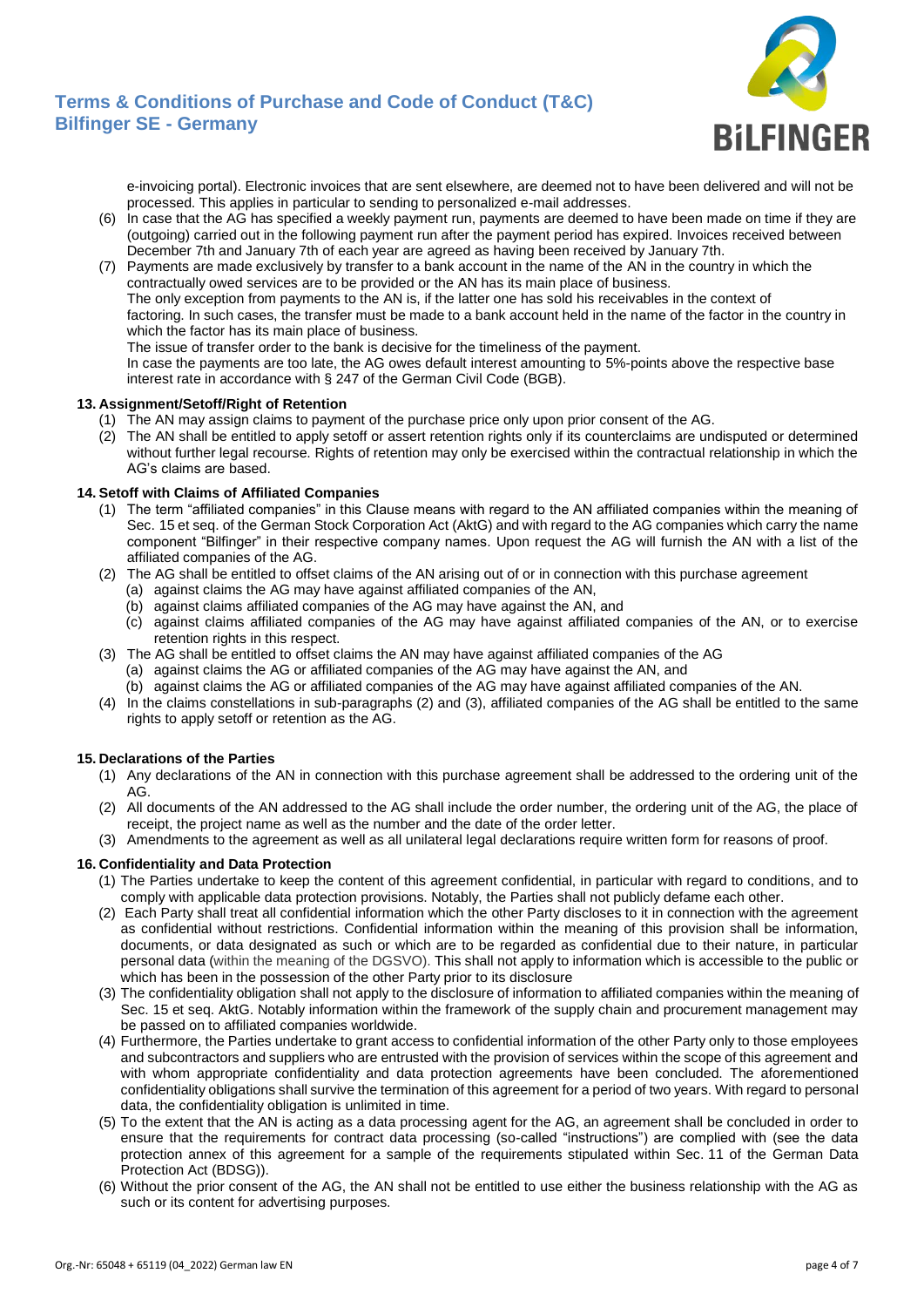e-invoicing portal). Electronic invoices that are sent elsewhere, are deemed not to have been delivered and will not be processed. This applies in particular to sending to personalized e-mail addresses.

(6) In case that the AG has specified a weekly payment run, payments are deemed to have been made on time if they are (outgoing) carried out in the following payment run after the payment period has expired. Invoices received between December 7th and January 7th of each year are agreed as having been received by January 7th.

(7) Payments are made exclusively by transfer to a bank account in the name of the AN in the country in which the contractually owed services are to be provided or the AN has its main place of business.
The only exception from payments to the AN is, if the latter one has sold his receivables in the context of factoring. In such cases, the transfer must be made to a bank account held in the name of the factor in the country in which the factor has its main place of business.
The issue of transfer order to the bank is decisive for the timeliness of the payment.
In case the payments are too late, the AG owes default interest amounting to 5%-points above the respective base interest rate in accordance with § 247 of the German Civil Code (BGB).

## 13. Assignment/Setoff/Right of Retention

(1) The AN may assign claims to payment of the purchase price only upon prior consent of the AG.

(2) The AN shall be entitled to apply setoff or assert retention rights only if its counterclaims are undisputed or determined without further legal recourse. Rights of retention may only be exercised within the contractual relationship in which the AG's claims are based.

## 14. Setoff with Claims of Affiliated Companies

(1) The term "affiliated companies" in this Clause means with regard to the AN affiliated companies within the meaning of Sec. 15 et seq. of the German Stock Corporation Act (AktG) and with regard to the AG companies which carry the name component "Bilfinger" in their respective company names. Upon request the AG will furnish the AN with a list of the affiliated companies of the AG.

(2) The AG shall be entitled to offset claims of the AN arising out of or in connection with this purchase agreement
 (a) against claims the AG may have against affiliated companies of the AN,
 (b) against claims affiliated companies of the AG may have against the AN, and
 (c) against claims affiliated companies of the AG may have against affiliated companies of the AN, or to exercise retention rights in this respect.

(3) The AG shall be entitled to offset claims the AN may have against affiliated companies of the AG
 (a) against claims the AG or affiliated companies of the AG may have against the AN, and
 (b) against claims the AG or affiliated companies of the AG may have against affiliated companies of the AN.

(4) In the claims constellations in sub-paragraphs (2) and (3), affiliated companies of the AG shall be entitled to the same rights to apply setoff or retention as the AG.

## 15. Declarations of the Parties

(1) Any declarations of the AN in connection with this purchase agreement shall be addressed to the ordering unit of the AG.

(2) All documents of the AN addressed to the AG shall include the order number, the ordering unit of the AG, the place of receipt, the project name as well as the number and the date of the order letter.

(3) Amendments to the agreement as well as all unilateral legal declarations require written form for reasons of proof.

## 16. Confidentiality and Data Protection

(1) The Parties undertake to keep the content of this agreement confidential, in particular with regard to conditions, and to comply with applicable data protection provisions. Notably, the Parties shall not publicly defame each other.

(2) Each Party shall treat all confidential information which the other Party discloses to it in connection with the agreement as confidential without restrictions. Confidential information within the meaning of this provision shall be information, documents, or data designated as such or which are to be regarded as confidential due to their nature, in particular personal data (within the meaning of the DGSVO). This shall not apply to information which is accessible to the public or which has been in the possession of the other Party prior to its disclosure

(3) The confidentiality obligation shall not apply to the disclosure of information to affiliated companies within the meaning of Sec. 15 et seq. AktG. Notably information within the framework of the supply chain and procurement management may be passed on to affiliated companies worldwide.

(4) Furthermore, the Parties undertake to grant access to confidential information of the other Party only to those employees and subcontractors and suppliers who are entrusted with the provision of services within the scope of this agreement and with whom appropriate confidentiality and data protection agreements have been concluded. The aforementioned confidentiality obligations shall survive the termination of this agreement for a period of two years. With regard to personal data, the confidentiality obligation is unlimited in time.

(5) To the extent that the AN is acting as a data processing agent for the AG, an agreement shall be concluded in order to ensure that the requirements for contract data processing (so-called "instructions") are complied with (see the data protection annex of this agreement for a sample of the requirements stipulated within Sec. 11 of the German Data Protection Act (BDSG)).

(6) Without the prior consent of the AG, the AN shall not be entitled to use either the business relationship with the AG as such or its content for advertising purposes.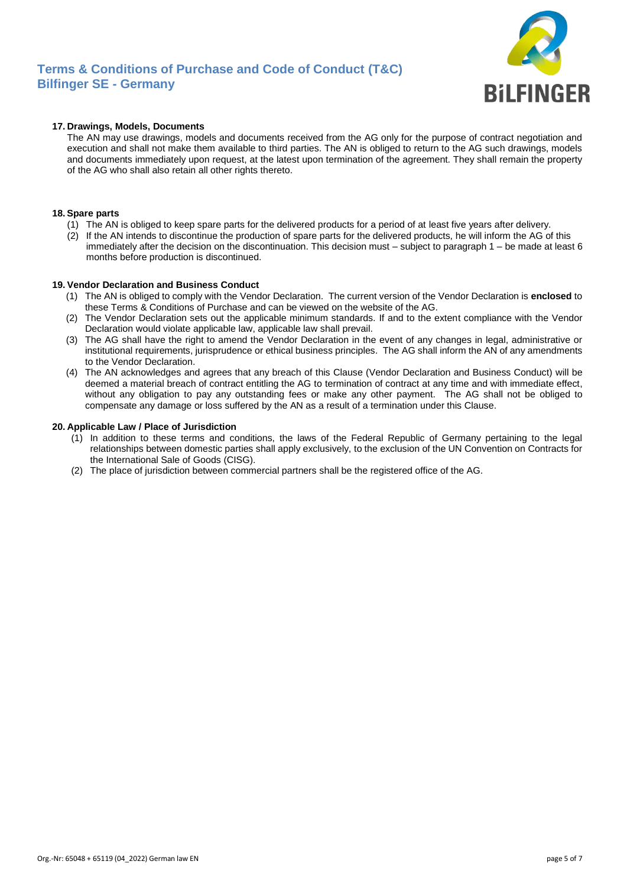## 17. Drawings, Models, Documents

The AN may use drawings, models and documents received from the AG only for the purpose of contract negotiation and execution and shall not make them available to third parties. The AN is obliged to return to the AG such drawings, models and documents immediately upon request, at the latest upon termination of the agreement. They shall remain the property of the AG who shall also retain all other rights thereto.

## 18. Spare parts

(1) The AN is obliged to keep spare parts for the delivered products for a period of at least five years after delivery.

(2) If the AN intends to discontinue the production of spare parts for the delivered products, he will inform the AG of this immediately after the decision on the discontinuation. This decision must – subject to paragraph 1 – be made at least 6 months before production is discontinued.

## 19. Vendor Declaration and Business Conduct

(1) The AN is obliged to comply with the Vendor Declaration. The current version of the Vendor Declaration is **enclosed** to these Terms & Conditions of Purchase and can be viewed on the website of the AG.

(2) The Vendor Declaration sets out the applicable minimum standards. If and to the extent compliance with the Vendor Declaration would violate applicable law, applicable law shall prevail.

(3) The AG shall have the right to amend the Vendor Declaration in the event of any changes in legal, administrative or institutional requirements, jurisprudence or ethical business principles. The AG shall inform the AN of any amendments to the Vendor Declaration.

(4) The AN acknowledges and agrees that any breach of this Clause (Vendor Declaration and Business Conduct) will be deemed a material breach of contract entitling the AG to termination of contract at any time and with immediate effect, without any obligation to pay any outstanding fees or make any other payment. The AG shall not be obliged to compensate any damage or loss suffered by the AN as a result of a termination under this Clause.

## 20. Applicable Law / Place of Jurisdiction

(1) In addition to these terms and conditions, the laws of the Federal Republic of Germany pertaining to the legal relationships between domestic parties shall apply exclusively, to the exclusion of the UN Convention on Contracts for the International Sale of Goods (CISG).

(2) The place of jurisdiction between commercial partners shall be the registered office of the AG.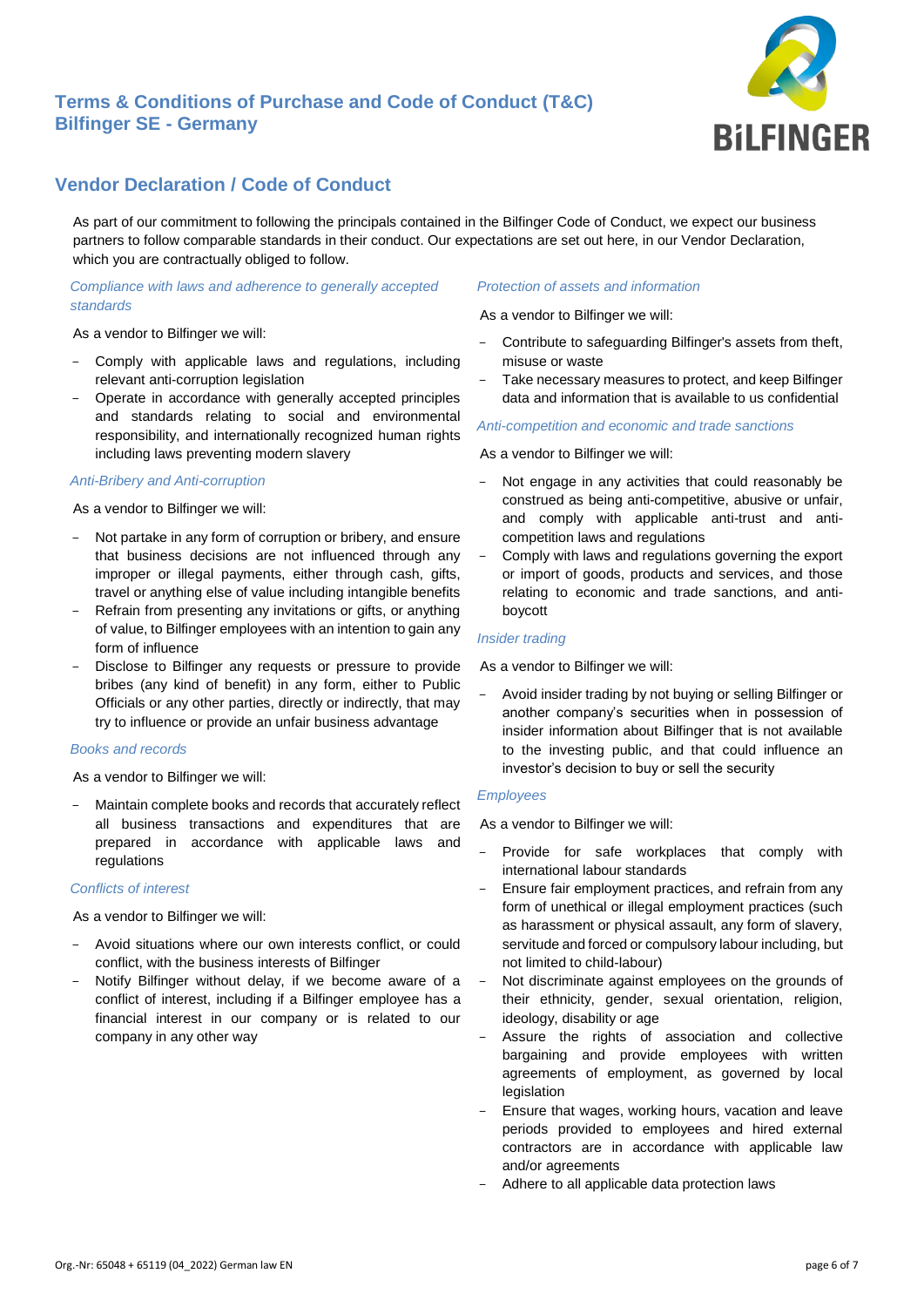## Vendor Declaration / Code of Conduct

As part of our commitment to following the principals contained in the Bilfinger Code of Conduct, we expect our business partners to follow comparable standards in their conduct. Our expectations are set out here, in our Vendor Declaration, which you are contractually obliged to follow.

*Compliance with laws and adherence to generally accepted standards*

As a vendor to Bilfinger we will:

- Comply with applicable laws and regulations, including relevant anti-corruption legislation
- Operate in accordance with generally accepted principles and standards relating to social and environmental responsibility, and internationally recognized human rights including laws preventing modern slavery

*Anti-Bribery and Anti-corruption*

As a vendor to Bilfinger we will:

- Not partake in any form of corruption or bribery, and ensure that business decisions are not influenced through any improper or illegal payments, either through cash, gifts, travel or anything else of value including intangible benefits
- Refrain from presenting any invitations or gifts, or anything of value, to Bilfinger employees with an intention to gain any form of influence
- Disclose to Bilfinger any requests or pressure to provide bribes (any kind of benefit) in any form, either to Public Officials or any other parties, directly or indirectly, that may try to influence or provide an unfair business advantage

*Books and records*

As a vendor to Bilfinger we will:

- Maintain complete books and records that accurately reflect all business transactions and expenditures that are prepared in accordance with applicable laws and regulations

*Conflicts of interest*

As a vendor to Bilfinger we will:

- Avoid situations where our own interests conflict, or could conflict, with the business interests of Bilfinger
- Notify Bilfinger without delay, if we become aware of a conflict of interest, including if a Bilfinger employee has a financial interest in our company or is related to our company in any other way

*Protection of assets and information*

As a vendor to Bilfinger we will:

- Contribute to safeguarding Bilfinger's assets from theft, misuse or waste
- Take necessary measures to protect, and keep Bilfinger data and information that is available to us confidential

*Anti-competition and economic and trade sanctions*

As a vendor to Bilfinger we will:

- Not engage in any activities that could reasonably be construed as being anti-competitive, abusive or unfair, and comply with applicable anti-trust and anti-competition laws and regulations
- Comply with laws and regulations governing the export or import of goods, products and services, and those relating to economic and trade sanctions, and anti-boycott

*Insider trading*

As a vendor to Bilfinger we will:

- Avoid insider trading by not buying or selling Bilfinger or another company's securities when in possession of insider information about Bilfinger that is not available to the investing public, and that could influence an investor's decision to buy or sell the security

*Employees*

As a vendor to Bilfinger we will:

- Provide for safe workplaces that comply with international labour standards
- Ensure fair employment practices, and refrain from any form of unethical or illegal employment practices (such as harassment or physical assault, any form of slavery, servitude and forced or compulsory labour including, but not limited to child-labour)
- Not discriminate against employees on the grounds of their ethnicity, gender, sexual orientation, religion, ideology, disability or age
- Assure the rights of association and collective bargaining and provide employees with written agreements of employment, as governed by local legislation
- Ensure that wages, working hours, vacation and leave periods provided to employees and hired external contractors are in accordance with applicable law and/or agreements
- Adhere to all applicable data protection laws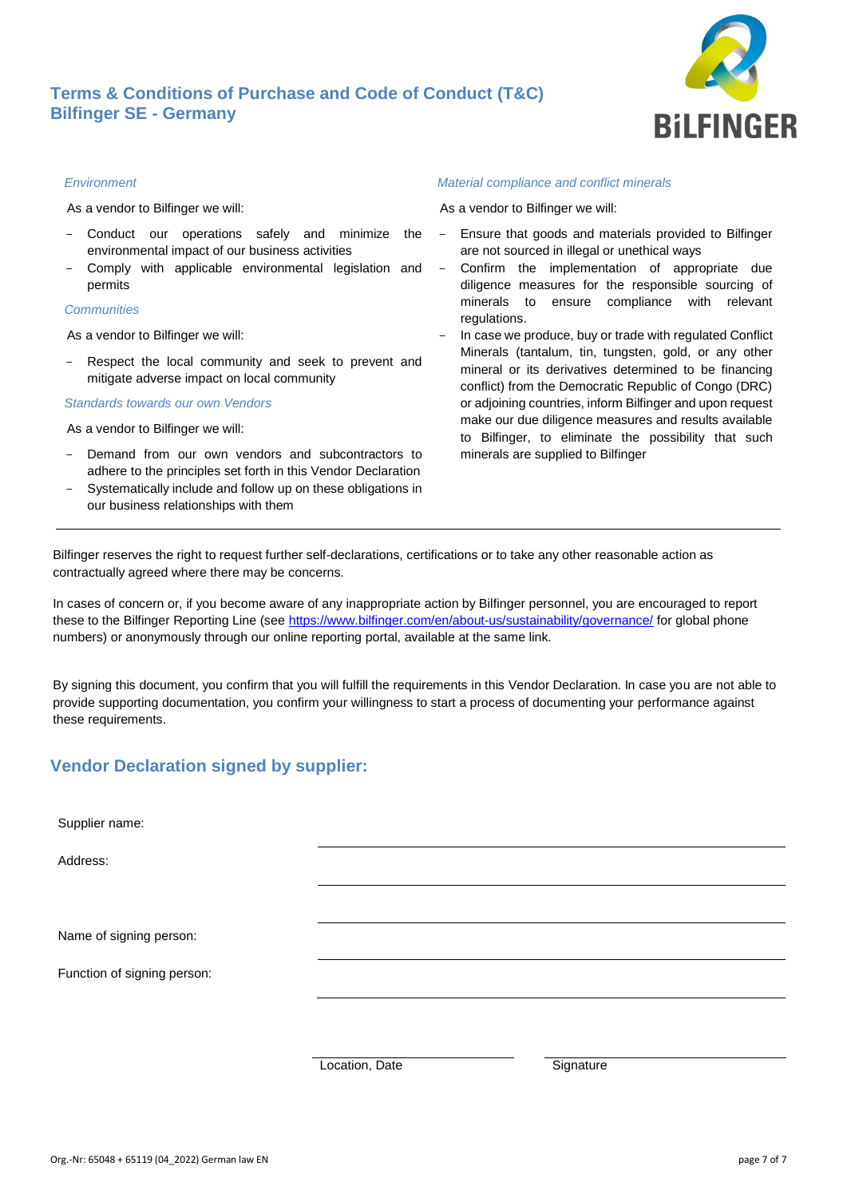*Environment*

As a vendor to Bilfinger we will:

- Conduct our operations safely and minimize the environmental impact of our business activities
- Comply with applicable environmental legislation and permits

*Communities*

As a vendor to Bilfinger we will:

- Respect the local community and seek to prevent and mitigate adverse impact on local community

*Standards towards our own Vendors*

As a vendor to Bilfinger we will:

- Demand from our own vendors and subcontractors to adhere to the principles set forth in this Vendor Declaration
- Systematically include and follow up on these obligations in our business relationships with them

*Material compliance and conflict minerals*

As a vendor to Bilfinger we will:

- Ensure that goods and materials provided to Bilfinger are not sourced in illegal or unethical ways
- Confirm the implementation of appropriate due diligence measures for the responsible sourcing of minerals to ensure compliance with relevant regulations.
- In case we produce, buy or trade with regulated Conflict Minerals (tantalum, tin, tungsten, gold, or any other mineral or its derivatives determined to be financing conflict) from the Democratic Republic of Congo (DRC) or adjoining countries, inform Bilfinger and upon request make our due diligence measures and results available to Bilfinger, to eliminate the possibility that such minerals are supplied to Bilfinger

---

Bilfinger reserves the right to request further self-declarations, certifications or to take any other reasonable action as contractually agreed where there may be concerns.

In cases of concern or, if you become aware of any inappropriate action by Bilfinger personnel, you are encouraged to report these to the Bilfinger Reporting Line (see https://www.bilfinger.com/en/about-us/sustainability/governance/ for global phone numbers) or anonymously through our online reporting portal, available at the same link.

By signing this document, you confirm that you will fulfill the requirements in this Vendor Declaration. In case you are not able to provide supporting documentation, you confirm your willingness to start a process of documenting your performance against these requirements.

## Vendor Declaration signed by supplier:

Supplier name: ______________________________

Address: ______________________________

______________________________

Name of signing person: ______________________________

Function of signing person: ______________________________

______________________________ Location, Date ______________________________ Signature

Org.-Nr: 65048 + 65119 (04_2022) German law EN